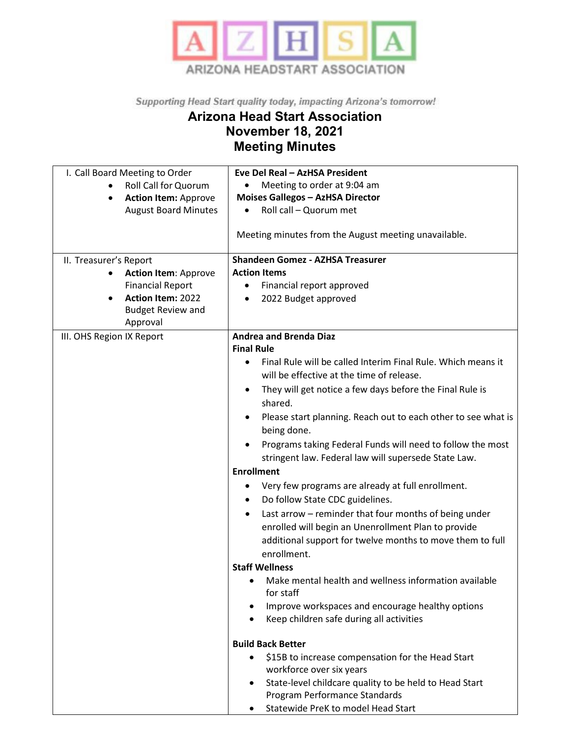ARIZONA HEADSTART ASSOCIATION

*Supporting Head Start quality today, impacting Arizona's tomorrow!*

# Arizona Head Start Association
## November 18, 2021
## Meeting Minutes

| | |
|---|---|
| I. Call Board Meeting to Order<br>• Roll Call for Quorum<br>• **Action Item:** Approve August Board Minutes | **Eve Del Real – AzHSA President**<br>• Meeting to order at 9:04 am<br>**Moises Gallegos – AzHSA Director**<br>• Roll call – Quorum met<br><br>Meeting minutes from the August meeting unavailable. |
| II. Treasurer's Report<br>• **Action Item**: Approve Financial Report<br>• **Action Item:** 2022 Budget Review and Approval | **Shandeen Gomez - AZHSA Treasurer**<br>**Action Items**<br>• Financial report approved<br>• 2022 Budget approved |
| III. OHS Region IX Report | **Andrea and Brenda Diaz**<br>**Final Rule**<br>• Final Rule will be called Interim Final Rule. Which means it will be effective at the time of release.<br>• They will get notice a few days before the Final Rule is shared.<br>• Please start planning. Reach out to each other to see what is being done.<br>• Programs taking Federal Funds will need to follow the most stringent law. Federal law will supersede State Law.<br>**Enrollment**<br>• Very few programs are already at full enrollment.<br>• Do follow State CDC guidelines.<br>• Last arrow – reminder that four months of being under enrolled will begin an Unenrollment Plan to provide additional support for twelve months to move them to full enrollment.<br>**Staff Wellness**<br>• Make mental health and wellness information available for staff<br>• Improve workspaces and encourage healthy options<br>• Keep children safe during all activities<br><br>**Build Back Better**<br>• $15B to increase compensation for the Head Start workforce over six years<br>• State-level childcare quality to be held to Head Start Program Performance Standards<br>• Statewide PreK to model Head Start |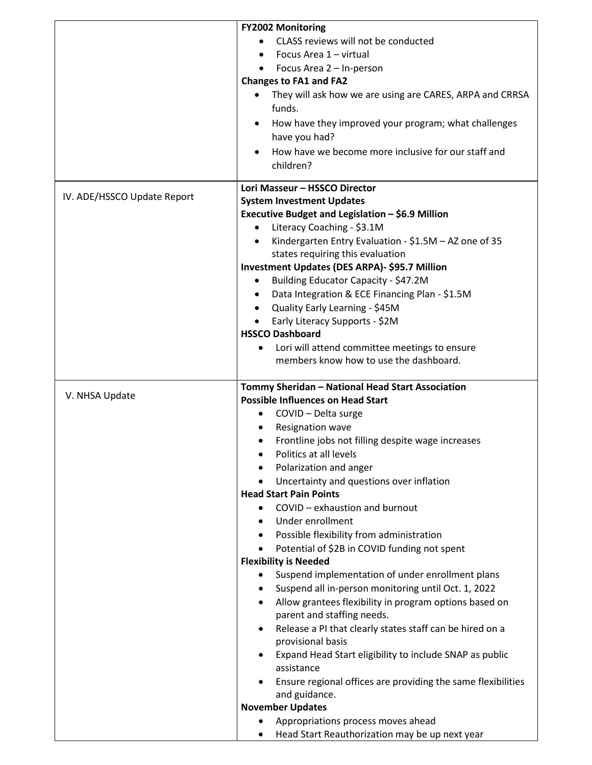| | |
|---|---|
| | **FY2002 Monitoring**<br>• CLASS reviews will not be conducted<br>• Focus Area 1 – virtual<br>• Focus Area 2 – In-person<br>**Changes to FA1 and FA2**<br>• They will ask how we are using are CARES, ARPA and CRRSA funds.<br>• How have they improved your program; what challenges have you had?<br>• How have we become more inclusive for our staff and children? |
| IV. ADE/HSSCO Update Report | **Lori Masseur – HSSCO Director**<br>**System Investment Updates**<br>**Executive Budget and Legislation – $6.9 Million**<br>• Literacy Coaching - $3.1M<br>• Kindergarten Entry Evaluation - $1.5M – AZ one of 35 states requiring this evaluation<br>**Investment Updates (DES ARPA)- $95.7 Million**<br>• Building Educator Capacity - $47.2M<br>• Data Integration & ECE Financing Plan - $1.5M<br>• Quality Early Learning - $45M<br>• Early Literacy Supports - $2M<br>**HSSCO Dashboard**<br>• Lori will attend committee meetings to ensure members know how to use the dashboard. |
| V. NHSA Update | **Tommy Sheridan – National Head Start Association**<br>**Possible Influences on Head Start**<br>• COVID – Delta surge<br>• Resignation wave<br>• Frontline jobs not filling despite wage increases<br>• Politics at all levels<br>• Polarization and anger<br>• Uncertainty and questions over inflation<br>**Head Start Pain Points**<br>• COVID – exhaustion and burnout<br>• Under enrollment<br>• Possible flexibility from administration<br>• Potential of $2B in COVID funding not spent<br>**Flexibility is Needed**<br>• Suspend implementation of under enrollment plans<br>• Suspend all in-person monitoring until Oct. 1, 2022<br>• Allow grantees flexibility in program options based on parent and staffing needs.<br>• Release a PI that clearly states staff can be hired on a provisional basis<br>• Expand Head Start eligibility to include SNAP as public assistance<br>• Ensure regional offices are providing the same flexibilities and guidance.<br>**November Updates**<br>• Appropriations process moves ahead<br>• Head Start Reauthorization may be up next year |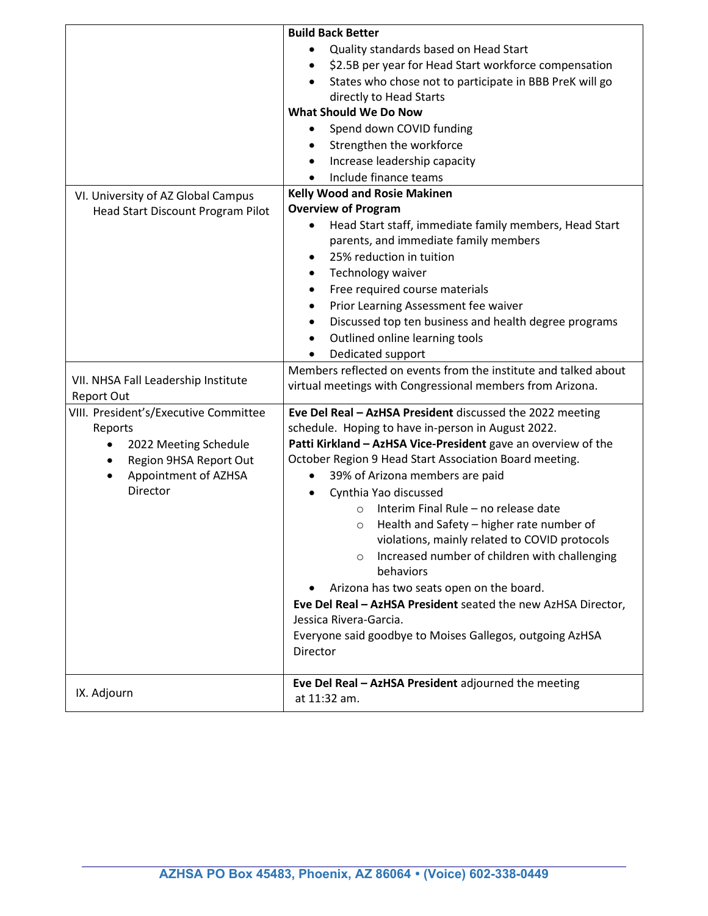| | |
|---|---|
| | **Build Back Better**<br>• Quality standards based on Head Start<br>• $2.5B per year for Head Start workforce compensation<br>• States who chose not to participate in BBB PreK will go directly to Head Starts<br>**What Should We Do Now**<br>• Spend down COVID funding<br>• Strengthen the workforce<br>• Increase leadership capacity<br>• Include finance teams |
| VI. University of AZ Global Campus Head Start Discount Program Pilot | **Kelly Wood and Rosie Makinen**<br>**Overview of Program**<br>• Head Start staff, immediate family members, Head Start parents, and immediate family members<br>• 25% reduction in tuition<br>• Technology waiver<br>• Free required course materials<br>• Prior Learning Assessment fee waiver<br>• Discussed top ten business and health degree programs<br>• Outlined online learning tools<br>• Dedicated support |
| VII. NHSA Fall Leadership Institute Report Out | Members reflected on events from the institute and talked about virtual meetings with Congressional members from Arizona. |
| VIII. President's/Executive Committee Reports<br>• 2022 Meeting Schedule<br>• Region 9HSA Report Out<br>• Appointment of AZHSA Director | **Eve Del Real – AzHSA President** discussed the 2022 meeting schedule. Hoping to have in-person in August 2022.<br>**Patti Kirkland – AzHSA Vice-President** gave an overview of the October Region 9 Head Start Association Board meeting.<br>• 39% of Arizona members are paid<br>• Cynthia Yao discussed<br>  ○ Interim Final Rule – no release date<br>  ○ Health and Safety – higher rate number of violations, mainly related to COVID protocols<br>  ○ Increased number of children with challenging behaviors<br>• Arizona has two seats open on the board.<br>**Eve Del Real – AzHSA President** seated the new AzHSA Director, Jessica Rivera-Garcia.<br>Everyone said goodbye to Moises Gallegos, outgoing AzHSA Director |
| IX. Adjourn | **Eve Del Real – AzHSA President** adjourned the meeting at 11:32 am. |

AZHSA PO Box 45483, Phoenix, AZ 86064 • (Voice) 602-338-0449